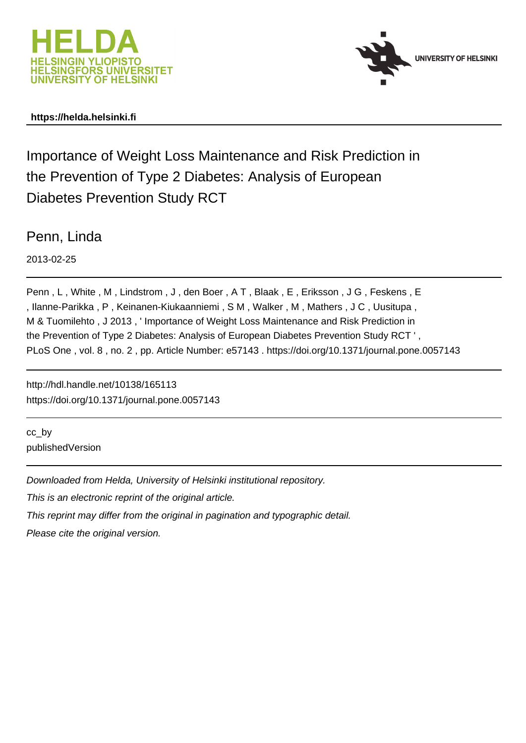HELDA
HELSINGIN YLIOPISTO
HELSINGFORS UNIVERSITET
UNIVERSITY OF HELSINKI

UNIVERSITY OF HELSINKI

**https://helda.helsinki.fi**

# Importance of Weight Loss Maintenance and Risk Prediction in the Prevention of Type 2 Diabetes: Analysis of European Diabetes Prevention Study RCT

Penn, Linda

2013-02-25

Penn , L , White , M , Lindstrom , J , den Boer , A T , Blaak , E , Eriksson , J G , Feskens , E , Ilanne-Parikka , P , Keinanen-Kiukaanniemi , S M , Walker , M , Mathers , J C , Uusitupa , M & Tuomilehto , J 2013 , ' Importance of Weight Loss Maintenance and Risk Prediction in the Prevention of Type 2 Diabetes: Analysis of European Diabetes Prevention Study RCT ' , PLoS One , vol. 8 , no. 2 , pp. Article Number: e57143 . https://doi.org/10.1371/journal.pone.0057143

http://hdl.handle.net/10138/165113
https://doi.org/10.1371/journal.pone.0057143

cc_by
publishedVersion

*Downloaded from Helda, University of Helsinki institutional repository.*
*This is an electronic reprint of the original article.*
*This reprint may differ from the original in pagination and typographic detail.*
*Please cite the original version.*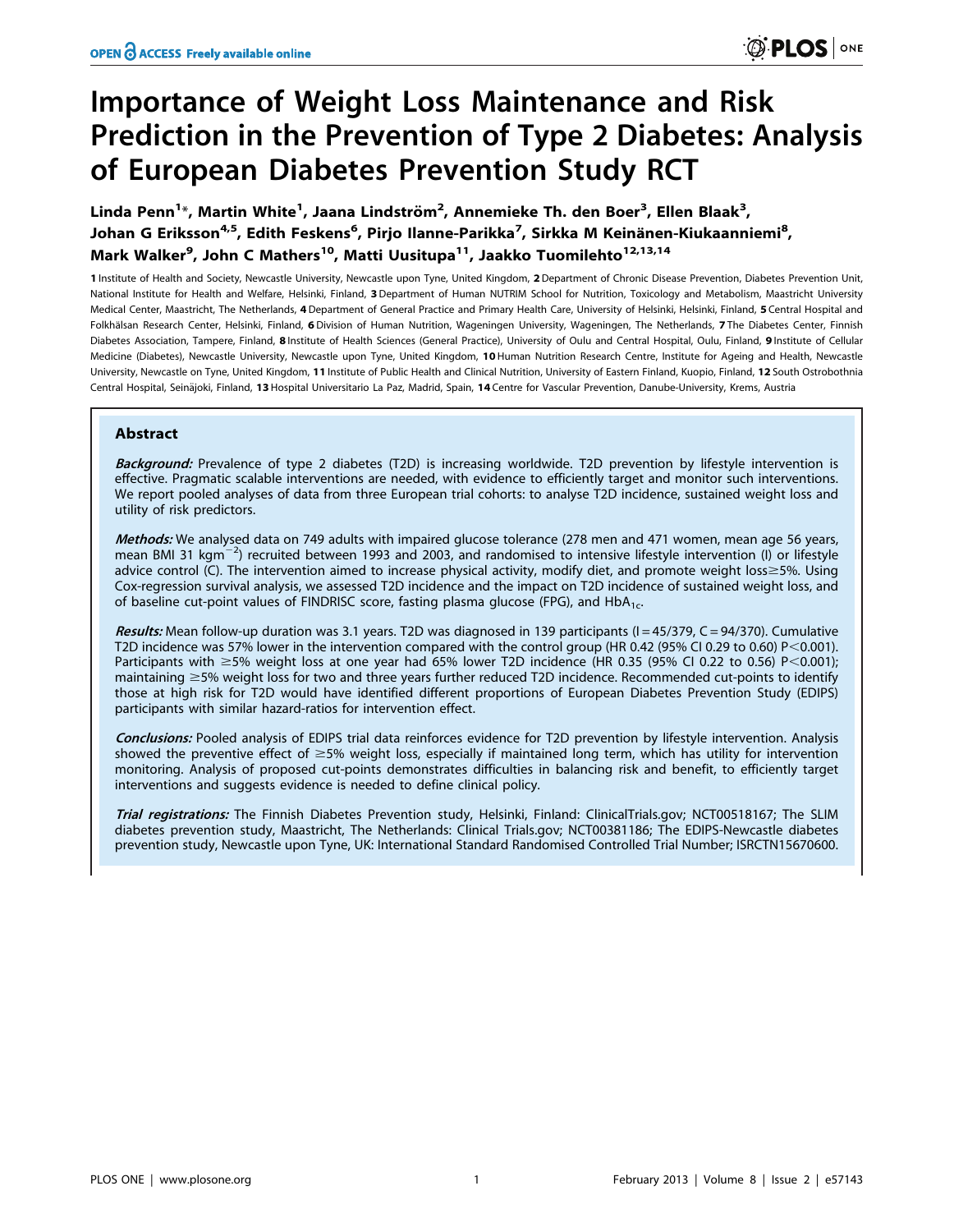# Importance of Weight Loss Maintenance and Risk Prediction in the Prevention of Type 2 Diabetes: Analysis of European Diabetes Prevention Study RCT

Linda Penn[1]*, Martin White[1], Jaana Lindström[2], Annemieke Th. den Boer[3], Ellen Blaak[3], Johan G Eriksson[4,5], Edith Feskens[6], Pirjo Ilanne-Parikka[7], Sirkka M Keinänen-Kiukaanniemi[8], Mark Walker[9], John C Mathers[10], Matti Uusitupa[11], Jaakko Tuomilehto[12,13,14]

1 Institute of Health and Society, Newcastle University, Newcastle upon Tyne, United Kingdom, 2 Department of Chronic Disease Prevention, Diabetes Prevention Unit, National Institute for Health and Welfare, Helsinki, Finland, 3 Department of Human NUTRIM School for Nutrition, Toxicology and Metabolism, Maastricht University Medical Center, Maastricht, The Netherlands, 4 Department of General Practice and Primary Health Care, University of Helsinki, Helsinki, Finland, 5 Central Hospital and Folkhälsan Research Center, Helsinki, Finland, 6 Division of Human Nutrition, Wageningen University, Wageningen, The Netherlands, 7 The Diabetes Center, Finnish Diabetes Association, Tampere, Finland, 8 Institute of Health Sciences (General Practice), University of Oulu and Central Hospital, Oulu, Finland, 9 Institute of Cellular Medicine (Diabetes), Newcastle University, Newcastle upon Tyne, United Kingdom, 10 Human Nutrition Research Centre, Institute for Ageing and Health, Newcastle University, Newcastle on Tyne, United Kingdom, 11 Institute of Public Health and Clinical Nutrition, University of Eastern Finland, Kuopio, Finland, 12 South Ostrobothnia Central Hospital, Seinäjoki, Finland, 13 Hospital Universitario La Paz, Madrid, Spain, 14 Centre for Vascular Prevention, Danube-University, Krems, Austria

## Abstract

***Background:*** Prevalence of type 2 diabetes (T2D) is increasing worldwide. T2D prevention by lifestyle intervention is effective. Pragmatic scalable interventions are needed, with evidence to efficiently target and monitor such interventions. We report pooled analyses of data from three European trial cohorts: to analyse T2D incidence, sustained weight loss and utility of risk predictors.

***Methods:*** We analysed data on 749 adults with impaired glucose tolerance (278 men and 471 women, mean age 56 years, mean BMI 31 $kgm^{-2}$) recruited between 1993 and 2003, and randomised to intensive lifestyle intervention (I) or lifestyle advice control (C). The intervention aimed to increase physical activity, modify diet, and promote weight loss≥5%. Using Cox-regression survival analysis, we assessed T2D incidence and the impact on T2D incidence of sustained weight loss, and of baseline cut-point values of FINDRISC score, fasting plasma glucose (FPG), and $HbA_{1c}$.

***Results:*** Mean follow-up duration was 3.1 years. T2D was diagnosed in 139 participants (I = 45/379, C = 94/370). Cumulative T2D incidence was 57% lower in the intervention compared with the control group (HR 0.42 (95% CI 0.29 to 0.60) P<0.001). Participants with ≥5% weight loss at one year had 65% lower T2D incidence (HR 0.35 (95% CI 0.22 to 0.56) P<0.001); maintaining ≥5% weight loss for two and three years further reduced T2D incidence. Recommended cut-points to identify those at high risk for T2D would have identified different proportions of European Diabetes Prevention Study (EDIPS) participants with similar hazard-ratios for intervention effect.

***Conclusions:*** Pooled analysis of EDIPS trial data reinforces evidence for T2D prevention by lifestyle intervention. Analysis showed the preventive effect of ≥5% weight loss, especially if maintained long term, which has utility for intervention monitoring. Analysis of proposed cut-points demonstrates difficulties in balancing risk and benefit, to efficiently target interventions and suggests evidence is needed to define clinical policy.

***Trial registrations:*** The Finnish Diabetes Prevention study, Helsinki, Finland: ClinicalTrials.gov; NCT00518167; The SLIM diabetes prevention study, Maastricht, The Netherlands: Clinical Trials.gov; NCT00381186; The EDIPS-Newcastle diabetes prevention study, Newcastle upon Tyne, UK: International Standard Randomised Controlled Trial Number; ISRCTN15670600.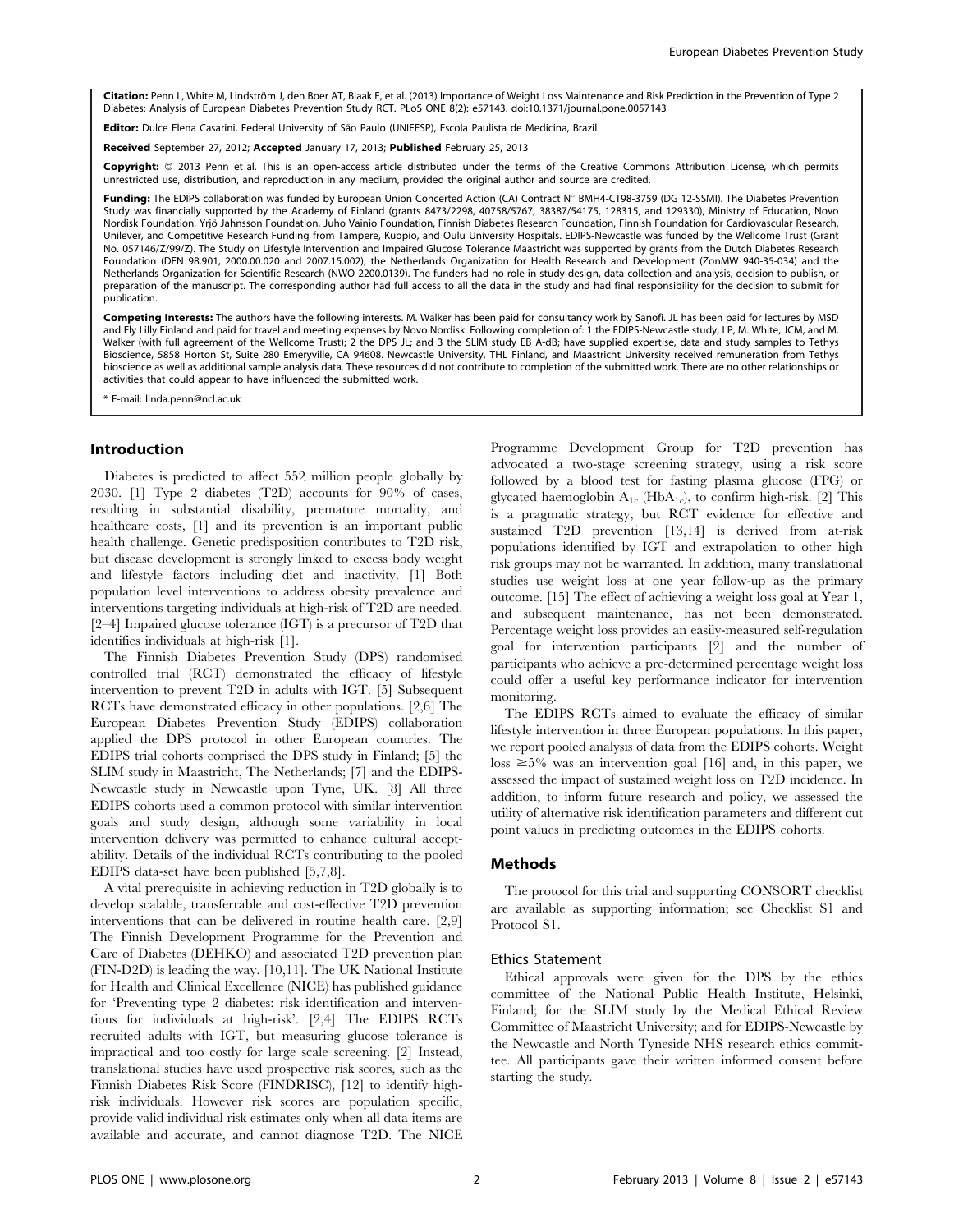**Citation:** Penn L, White M, Lindström J, den Boer AT, Blaak E, et al. (2013) Importance of Weight Loss Maintenance and Risk Prediction in the Prevention of Type 2 Diabetes: Analysis of European Diabetes Prevention Study RCT. PLoS ONE 8(2): e57143. doi:10.1371/journal.pone.0057143

**Editor:** Dulce Elena Casarini, Federal University of São Paulo (UNIFESP), Escola Paulista de Medicina, Brazil

**Received** September 27, 2012; **Accepted** January 17, 2013; **Published** February 25, 2013

**Copyright:** © 2013 Penn et al. This is an open-access article distributed under the terms of the Creative Commons Attribution License, which permits unrestricted use, distribution, and reproduction in any medium, provided the original author and source are credited.

**Funding:** The EDIPS collaboration was funded by European Union Concerted Action (CA) Contract N° BMH4-CT98-3759 (DG 12-SSMI). The Diabetes Prevention Study was financially supported by the Academy of Finland (grants 8473/2298, 40758/5767, 38387/54175, 128315, and 129330), Ministry of Education, Novo Nordisk Foundation, Yrjö Jahnsson Foundation, Juho Vainio Foundation, Finnish Diabetes Research Foundation, Finnish Foundation for Cardiovascular Research, Unilever, and Competitive Research Funding from Tampere, Kuopio, and Oulu University Hospitals. EDIPS-Newcastle was funded by the Wellcome Trust (Grant No. 057146/Z/99/Z). The Study on Lifestyle Intervention and Impaired Glucose Tolerance Maastricht was supported by grants from the Dutch Diabetes Research Foundation (DFN 98.901, 2000.00.020 and 2007.15.002), the Netherlands Organization for Health Research and Development (ZonMW 940-35-034) and the Netherlands Organization for Scientific Research (NWO 2200.0139). The funders had no role in study design, data collection and analysis, decision to publish, or preparation of the manuscript. The corresponding author had full access to all the data in the study and had final responsibility for the decision to submit for publication.

**Competing Interests:** The authors have the following interests. M. Walker has been paid for consultancy work by Sanofi. JL has been paid for lectures by MSD and Ely Lilly Finland and paid for travel and meeting expenses by Novo Nordisk. Following completion of: 1 the EDIPS-Newcastle study, LP, M. White, JCM, and M. Walker (with full agreement of the Wellcome Trust); 2 the DPS JL; and 3 the SLIM study EB A-dB; have supplied expertise, data and study samples to Tethys Bioscience, 5858 Horton St, Suite 280 Emeryville, CA 94608. Newcastle University, THL Finland, and Maastricht University received remuneration from Tethys bioscience as well as additional sample analysis data. These resources did not contribute to completion of the submitted work. There are no other relationships or activities that could appear to have influenced the submitted work.

* E-mail: linda.penn@ncl.ac.uk

## Introduction

Diabetes is predicted to affect 552 million people globally by 2030. [1] Type 2 diabetes (T2D) accounts for 90% of cases, resulting in substantial disability, premature mortality, and healthcare costs, [1] and its prevention is an important public health challenge. Genetic predisposition contributes to T2D risk, but disease development is strongly linked to excess body weight and lifestyle factors including diet and inactivity. [1] Both population level interventions to address obesity prevalence and interventions targeting individuals at high-risk of T2D are needed. [2–4] Impaired glucose tolerance (IGT) is a precursor of T2D that identifies individuals at high-risk [1].

The Finnish Diabetes Prevention Study (DPS) randomised controlled trial (RCT) demonstrated the efficacy of lifestyle intervention to prevent T2D in adults with IGT. [5] Subsequent RCTs have demonstrated efficacy in other populations. [2,6] The European Diabetes Prevention Study (EDIPS) collaboration applied the DPS protocol in other European countries. The EDIPS trial cohorts comprised the DPS study in Finland; [5] the SLIM study in Maastricht, The Netherlands; [7] and the EDIPS-Newcastle study in Newcastle upon Tyne, UK. [8] All three EDIPS cohorts used a common protocol with similar intervention goals and study design, although some variability in local intervention delivery was permitted to enhance cultural acceptability. Details of the individual RCTs contributing to the pooled EDIPS data-set have been published [5,7,8].

A vital prerequisite in achieving reduction in T2D globally is to develop scalable, transferrable and cost-effective T2D prevention interventions that can be delivered in routine health care. [2,9] The Finnish Development Programme for the Prevention and Care of Diabetes (DEHKO) and associated T2D prevention plan (FIN-D2D) is leading the way. [10,11]. The UK National Institute for Health and Clinical Excellence (NICE) has published guidance for 'Preventing type 2 diabetes: risk identification and interventions for individuals at high-risk'. [2,4] The EDIPS RCTs recruited adults with IGT, but measuring glucose tolerance is impractical and too costly for large scale screening. [2] Instead, translational studies have used prospective risk scores, such as the Finnish Diabetes Risk Score (FINDRISC), [12] to identify high-risk individuals. However risk scores are population specific, provide valid individual risk estimates only when all data items are available and accurate, and cannot diagnose T2D. The NICE Programme Development Group for T2D prevention has advocated a two-stage screening strategy, using a risk score followed by a blood test for fasting plasma glucose (FPG) or glycated haemoglobin $A_{1c}$ ($HbA_{1c}$), to confirm high-risk. [2] This is a pragmatic strategy, but RCT evidence for effective and sustained T2D prevention [13,14] is derived from at-risk populations identified by IGT and extrapolation to other high risk groups may not be warranted. In addition, many translational studies use weight loss at one year follow-up as the primary outcome. [15] The effect of achieving a weight loss goal at Year 1, and subsequent maintenance, has not been demonstrated. Percentage weight loss provides an easily-measured self-regulation goal for intervention participants [2] and the number of participants who achieve a pre-determined percentage weight loss could offer a useful key performance indicator for intervention monitoring.

The EDIPS RCTs aimed to evaluate the efficacy of similar lifestyle intervention in three European populations. In this paper, we report pooled analysis of data from the EDIPS cohorts. Weight loss $\geq$5% was an intervention goal [16] and, in this paper, we assessed the impact of sustained weight loss on T2D incidence. In addition, to inform future research and policy, we assessed the utility of alternative risk identification parameters and different cut point values in predicting outcomes in the EDIPS cohorts.

## Methods

The protocol for this trial and supporting CONSORT checklist are available as supporting information; see Checklist S1 and Protocol S1.

### Ethics Statement

Ethical approvals were given for the DPS by the ethics committee of the National Public Health Institute, Helsinki, Finland; for the SLIM study by the Medical Ethical Review Committee of Maastricht University; and for EDIPS-Newcastle by the Newcastle and North Tyneside NHS research ethics committee. All participants gave their written informed consent before starting the study.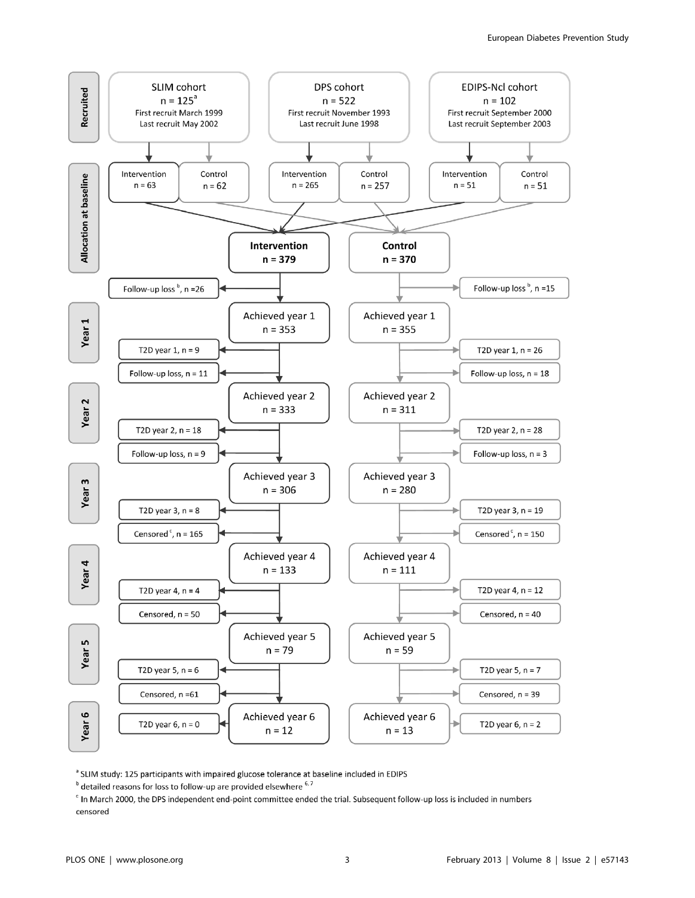| Stage | SLIM cohort | DPS cohort | EDIPS-Ncl cohort |
| --- | --- | --- | --- |
| Recruited | n = 125[a]<br>First recruit March 1999<br>Last recruit May 2002 | n = 522<br>First recruit November 1993<br>Last recruit June 1998 | n = 102<br>First recruit September 2000<br>Last recruit September 2003 |
| Allocation at baseline | Intervention n = 63<br>Control n = 62 | Intervention n = 265<br>Control n = 257 | Intervention n = 51<br>Control n = 51 |

| Stage | Intervention | Control |
| --- | --- | --- |
| Allocation at baseline (combined) | n = 379 | n = 370 |
| Before Year 1 | Follow-up loss [b], n =26 | Follow-up loss [b], n =15 |
| Year 1 | Achieved year 1, n = 353<br>T2D year 1, n = 9<br>Follow-up loss, n = 11 | Achieved year 1, n = 355<br>T2D year 1, n = 26<br>Follow-up loss, n = 18 |
| Year 2 | Achieved year 2, n = 333<br>T2D year 2, n = 18<br>Follow-up loss, n = 9 | Achieved year 2, n = 311<br>T2D year 2, n = 28<br>Follow-up loss, n = 3 |
| Year 3 | Achieved year 3, n = 306<br>T2D year 3, n = 8<br>Censored [c], n = 165 | Achieved year 3, n = 280<br>T2D year 3, n = 19<br>Censored [c], n = 150 |
| Year 4 | Achieved year 4, n = 133<br>T2D year 4, n = 4<br>Censored, n = 50 | Achieved year 4, n = 111<br>T2D year 4, n = 12<br>Censored, n = 40 |
| Year 5 | Achieved year 5, n = 79<br>T2D year 5, n = 6<br>Censored, n =61 | Achieved year 5, n = 59<br>T2D year 5, n = 7<br>Censored, n = 39 |
| Year 6 | Achieved year 6, n = 12<br>T2D year 6, n = 0 | Achieved year 6, n = 13<br>T2D year 6, n = 2 |

[a] SLIM study: 125 participants with impaired glucose tolerance at baseline included in EDIPS

[b] detailed reasons for loss to follow-up are provided elsewhere [6,7]

[c] In March 2000, the DPS independent end-point committee ended the trial. Subsequent follow-up loss is included in numbers censored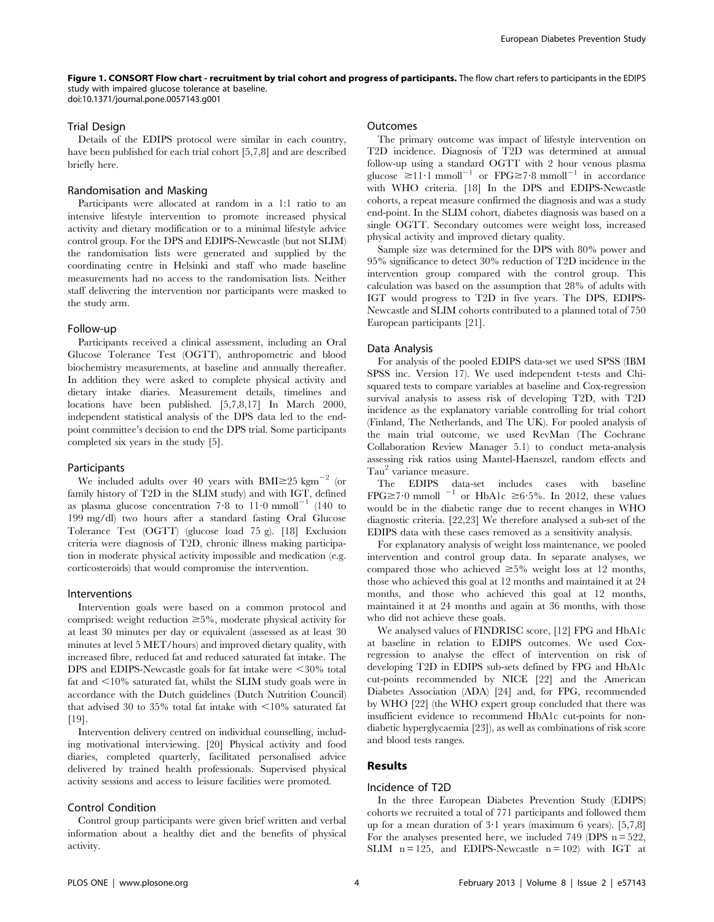**Figure 1. CONSORT Flow chart - recruitment by trial cohort and progress of participants.** The flow chart refers to participants in the EDIPS study with impaired glucose tolerance at baseline.
doi:10.1371/journal.pone.0057143.g001

### Trial Design

Details of the EDIPS protocol were similar in each country, have been published for each trial cohort [5,7,8] and are described briefly here.

### Randomisation and Masking

Participants were allocated at random in a 1:1 ratio to an intensive lifestyle intervention to promote increased physical activity and dietary modification or to a minimal lifestyle advice control group. For the DPS and EDIPS-Newcastle (but not SLIM) the randomisation lists were generated and supplied by the coordinating centre in Helsinki and staff who made baseline measurements had no access to the randomisation lists. Neither staff delivering the intervention nor participants were masked to the study arm.

### Follow-up

Participants received a clinical assessment, including an Oral Glucose Tolerance Test (OGTT), anthropometric and blood biochemistry measurements, at baseline and annually thereafter. In addition they were asked to complete physical activity and dietary intake diaries. Measurement details, timelines and locations have been published. [5,7,8,17] In March 2000, independent statistical analysis of the DPS data led to the end-point committee's decision to end the DPS trial. Some participants completed six years in the study [5].

### Participants

We included adults over 40 years with BMI≥25 $kgm^{-2}$ (or family history of T2D in the SLIM study) and with IGT, defined as plasma glucose concentration 7·8 to 11·0 $mmoll^{-1}$ (140 to 199 mg/dl) two hours after a standard fasting Oral Glucose Tolerance Test (OGTT) (glucose load 75 g). [18] Exclusion criteria were diagnosis of T2D, chronic illness making participation in moderate physical activity impossible and medication (e.g. corticosteroids) that would compromise the intervention.

### Interventions

Intervention goals were based on a common protocol and comprised: weight reduction ≥5%, moderate physical activity for at least 30 minutes per day or equivalent (assessed as at least 30 minutes at level 5 MET/hours) and improved dietary quality, with increased fibre, reduced fat and reduced saturated fat intake. The DPS and EDIPS-Newcastle goals for fat intake were <30% total fat and <10% saturated fat, whilst the SLIM study goals were in accordance with the Dutch guidelines (Dutch Nutrition Council) that advised 30 to 35% total fat intake with <10% saturated fat [19].

Intervention delivery centred on individual counselling, including motivational interviewing. [20] Physical activity and food diaries, completed quarterly, facilitated personalised advice delivered by trained health professionals. Supervised physical activity sessions and access to leisure facilities were promoted.

### Control Condition

Control group participants were given brief written and verbal information about a healthy diet and the benefits of physical activity.

### Outcomes

The primary outcome was impact of lifestyle intervention on T2D incidence. Diagnosis of T2D was determined at annual follow-up using a standard OGTT with 2 hour venous plasma glucose ≥11·1 $mmoll^{-1}$ or FPG≥7·8 $mmoll^{-1}$ in accordance with WHO criteria. [18] In the DPS and EDIPS-Newcastle cohorts, a repeat measure confirmed the diagnosis and was a study end-point. In the SLIM cohort, diabetes diagnosis was based on a single OGTT. Secondary outcomes were weight loss, increased physical activity and improved dietary quality.

Sample size was determined for the DPS with 80% power and 95% significance to detect 30% reduction of T2D incidence in the intervention group compared with the control group. This calculation was based on the assumption that 28% of adults with IGT would progress to T2D in five years. The DPS, EDIPS-Newcastle and SLIM cohorts contributed to a planned total of 750 European participants [21].

### Data Analysis

For analysis of the pooled EDIPS data-set we used SPSS (IBM SPSS inc. Version 17). We used independent t-tests and Chi-squared tests to compare variables at baseline and Cox-regression survival analysis to assess risk of developing T2D, with T2D incidence as the explanatory variable controlling for trial cohort (Finland, The Netherlands, and The UK). For pooled analysis of the main trial outcome, we used RevMan (The Cochrane Collaboration Review Manager 5.1) to conduct meta-analysis assessing risk ratios using Mantel-Haenszel, random effects and $Tau^2$ variance measure.

The EDIPS data-set includes cases with baseline FPG≥7·0 mmoll $^{-1}$ or HbA1c ≥6·5%. In 2012, these values would be in the diabetic range due to recent changes in WHO diagnostic criteria. [22,23] We therefore analysed a sub-set of the EDIPS data with these cases removed as a sensitivity analysis.

For explanatory analysis of weight loss maintenance, we pooled intervention and control group data. In separate analyses, we compared those who achieved ≥5% weight loss at 12 months, those who achieved this goal at 12 months and maintained it at 24 months, and those who achieved this goal at 12 months, maintained it at 24 months and again at 36 months, with those who did not achieve these goals.

We analysed values of FINDRISC score, [12] FPG and HbA1c at baseline in relation to EDIPS outcomes. We used Cox-regression to analyse the effect of intervention on risk of developing T2D in EDIPS sub-sets defined by FPG and HbA1c cut-points recommended by NICE [22] and the American Diabetes Association (ADA) [24] and, for FPG, recommended by WHO [22] (the WHO expert group concluded that there was insufficient evidence to recommend HbA1c cut-points for non-diabetic hyperglycaemia [23]), as well as combinations of risk score and blood tests ranges.

## Results

### Incidence of T2D

In the three European Diabetes Prevention Study (EDIPS) cohorts we recruited a total of 771 participants and followed them up for a mean duration of 3·1 years (maximum 6 years). [5,7,8] For the analyses presented here, we included 749 (DPS n = 522, SLIM n = 125, and EDIPS-Newcastle n = 102) with IGT at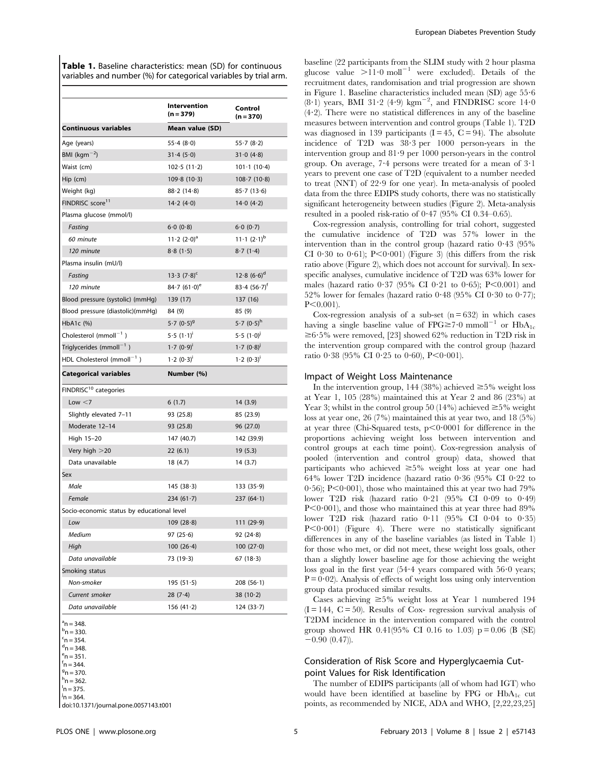**Table 1.** Baseline characteristics: mean (SD) for continuous variables and number (%) for categorical variables by trial arm.

| | Intervention (n = 379) | Control (n = 370) |
|---|---|---|
| **Continuous variables** | **Mean value (SD)** | |
| Age (years) | 55·4 (8·0) | 55·7 (8·2) |
| BMI (kgm$^{-2}$) | 31·4 (5·0) | 31·0 (4·8) |
| Waist (cm) | 102·5 (11·2) | 101·1 (10·4) |
| Hip (cm) | 109·8 (10·3) | 108·7 (10·8) |
| Weight (kg) | 88·2 (14·8) | 85·7 (13·6) |
| FINDRISC score[11] | 14·2 (4·0) | 14·0 (4·2) |
| Plasma glucose (mmol/l) | | |
| *Fasting* | 6·0 (0·8) | 6·0 (0·7) |
| *60 minute* | 11·2 (2·0)[a] | 11·1 (2·1)[b] |
| *120 minute* | 8·8 (1·5) | 8·7 (1·4) |
| Plasma insulin (mU/l) | | |
| *Fasting* | 13·3 (7·8)[c] | 12·8 (6·6)[d] |
| *120 minute* | 84·7 (61·0)[e] | 83·4 (56·7)[f] |
| Blood pressure (systolic) (mmHg) | 139 (17) | 137 (16) |
| Blood pressure (diastolic)(mmHg) | 84 (9) | 85 (9) |
| HbA1c (%) | 5·7 (0·5)[g] | 5·7 (0·5)[h] |
| Cholesterol (mmoll$^{-1}$ ) | 5·5 (1·1)[i] | 5·5 (1·0)[j] |
| Triglycerides (mmoll$^{-1}$ ) | 1·7 (0·9)[i] | 1·7 (0·8)[j] |
| HDL Cholesterol (mmoll$^{-1}$ ) | 1·2 (0·3)[i] | 1·2 (0·3)[i] |
| **Categorical variables** | **Number (%)** | |
| FINDRISC[10] categories | | |
| Low <7 | 6 (1.7) | 14 (3.9) |
| Slightly elevated 7–11 | 93 (25.8) | 85 (23.9) |
| Moderate 12–14 | 93 (25.8) | 96 (27.0) |
| High 15–20 | 147 (40.7) | 142 (39.9) |
| Very high >20 | 22 (6.1) | 19 (5.3) |
| Data unavailable | 18 (4.7) | 14 (3.7) |
| Sex | | |
| *Male* | 145 (38·3) | 133 (35·9) |
| *Female* | 234 (61·7) | 237 (64·1) |
| Socio-economic status by educational level | | |
| *Low* | 109 (28·8) | 111 (29·9) |
| *Medium* | 97 (25·6) | 92 (24·8) |
| *High* | 100 (26·4) | 100 (27·0) |
| *Data unavailable* | 73 (19·3) | 67 (18·3) |
| Smoking status | | |
| *Non-smoker* | 195 (51·5) | 208 (56·1) |
| *Current smoker* | 28 (7·4) | 38 (10·2) |
| *Data unavailable* | 156 (41·2) | 124 (33·7) |

[a]n = 348.
[b]n = 330.
[c]n = 354.
[d]n = 348.
[e]n = 351.
[f]n = 344.
[g]n = 370.
[h]n = 362.
[i]n = 375.
[j]n = 364.
doi:10.1371/journal.pone.0057143.t001

baseline (22 participants from the SLIM study with 2 hour plasma glucose value >11·0 moll$^{-1}$ were excluded). Details of the recruitment dates, randomisation and trial progression are shown in Figure 1. Baseline characteristics included mean (SD) age 55·6 (8·1) years, BMI 31·2 (4·9) kgm$^{-2}$, and FINDRISC score 14·0 (4·2). There were no statistical differences in any of the baseline measures between intervention and control groups (Table 1). T2D was diagnosed in 139 participants (I = 45, C = 94). The absolute incidence of T2D was 38·3 per 1000 person-years in the intervention group and 81·9 per 1000 person-years in the control group. On average, 7·4 persons were treated for a mean of 3·1 years to prevent one case of T2D (equivalent to a number needed to treat (NNT) of 22·9 for one year). In meta-analysis of pooled data from the three EDIPS study cohorts, there was no statistically significant heterogeneity between studies (Figure 2). Meta-analysis resulted in a pooled risk-ratio of 0·47 (95% CI 0.34–0.65).

Cox-regression analysis, controlling for trial cohort, suggested the cumulative incidence of T2D was 57% lower in the intervention than in the control group (hazard ratio 0·43 (95% CI 0·30 to 0·61); P<0·001) (Figure 3) (this differs from the risk ratio above (Figure 2), which does not account for survival). In sex-specific analyses, cumulative incidence of T2D was 63% lower for males (hazard ratio 0·37 (95% CI 0·21 to 0·65); P<0.001) and 52% lower for females (hazard ratio 0·48 (95% CI 0·30 to 0·77); P<0.001).

Cox-regression analysis of a sub-set (n = 632) in which cases having a single baseline value of FPG≥7·0 mmoll$^{-1}$ or $HbA_{1c}$ ≥6·5% were removed, [23] showed 62% reduction in T2D risk in the intervention group compared with the control group (hazard ratio 0·38 (95% CI 0·25 to 0·60), P<0·001).

## Impact of Weight Loss Maintenance

In the intervention group, 144 (38%) achieved ≥5% weight loss at Year 1, 105 (28%) maintained this at Year 2 and 86 (23%) at Year 3; whilst in the control group 50 (14%) achieved ≥5% weight loss at year one, 26 (7%) maintained this at year two, and 18 (5%) at year three (Chi-Squared tests, p<0·0001 for difference in the proportions achieving weight loss between intervention and control groups at each time point). Cox-regression analysis of pooled (intervention and control group) data, showed that participants who achieved ≥5% weight loss at year one had 64% lower T2D incidence (hazard ratio 0·36 (95% CI 0·22 to 0·56); P<0·001), those who maintained this at year two had 79% lower T2D risk (hazard ratio 0·21 (95% CI 0·09 to 0·49) P<0·001), and those who maintained this at year three had 89% lower T2D risk (hazard ratio 0·11 (95% CI 0·04 to 0·35) P<0·001) (Figure 4). There were no statistically significant differences in any of the baseline variables (as listed in Table 1) for those who met, or did not meet, these weight loss goals, other than a slightly lower baseline age for those achieving the weight loss goal in the first year (54·4 years compared with 56·0 years; P = 0·02). Analysis of effects of weight loss using only intervention group data produced similar results.

Cases achieving ≥5% weight loss at Year 1 numbered 194 (I = 144, C = 50). Results of Cox- regression survival analysis of T2DM incidence in the intervention compared with the control group showed HR 0.41(95% CI 0.16 to 1.03) p = 0.06 (B (SE) −0.90 (0.47)).

## Consideration of Risk Score and Hyperglycaemia Cut-point Values for Risk Identification

The number of EDIPS participants (all of whom had IGT) who would have been identified at baseline by FPG or $HbA_{1c}$ cut points, as recommended by NICE, ADA and WHO, [2,22,23,25]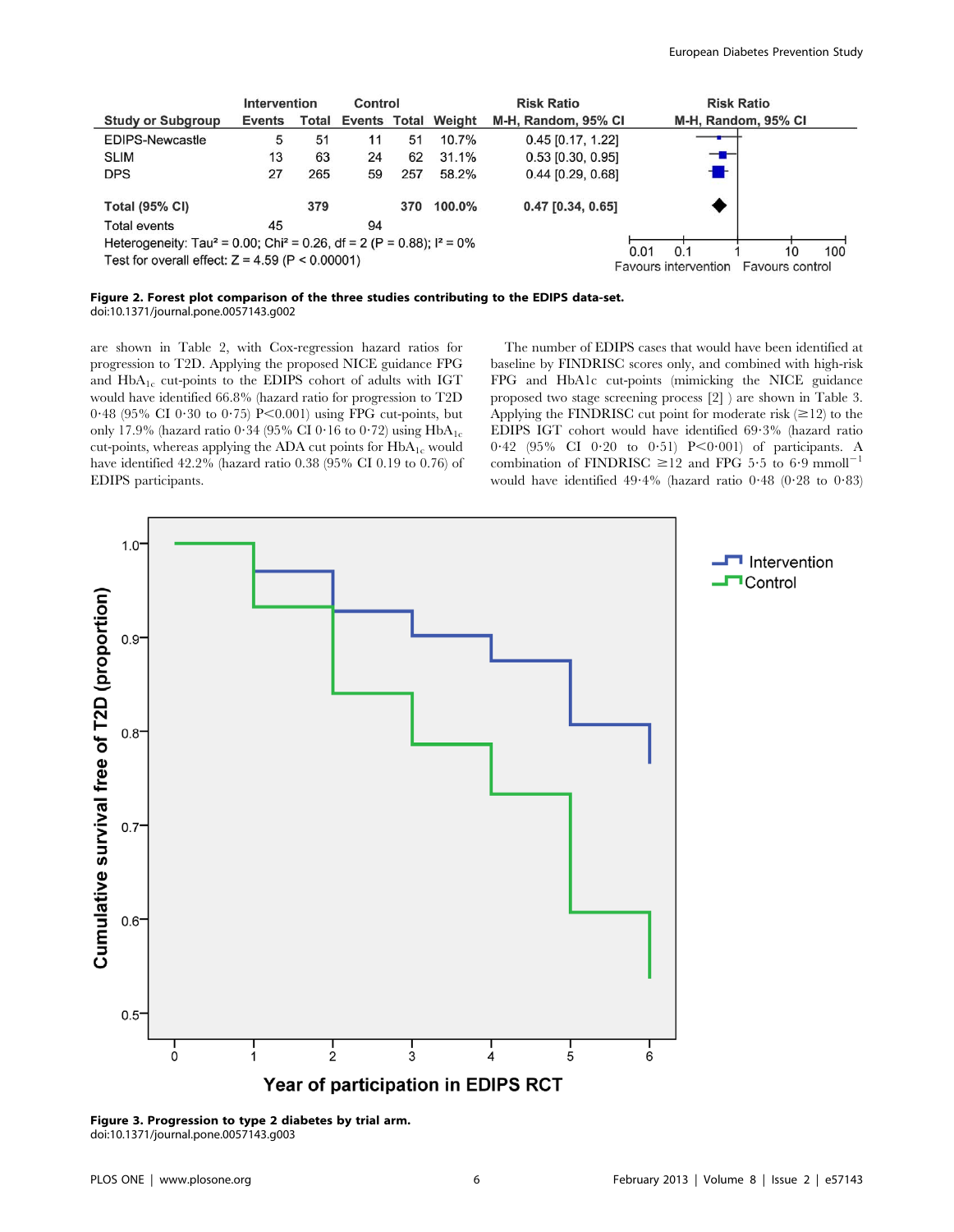| Study or Subgroup | Intervention Events | Intervention Total | Control Events | Control Total | Weight | Risk Ratio M-H, Random, 95% CI |
|---|---|---|---|---|---|---|
| EDIPS-Newcastle | 5 | 51 | 11 | 51 | 10.7% | 0.45 [0.17, 1.22] |
| SLIM | 13 | 63 | 24 | 62 | 31.1% | 0.53 [0.30, 0.95] |
| DPS | 27 | 265 | 59 | 257 | 58.2% | 0.44 [0.29, 0.68] |
| **Total (95% CI)** | | **379** | | **370** | **100.0%** | **0.47 [0.34, 0.65]** |
| Total events | 45 | | 94 | | | |

Heterogeneity: Tau² = 0.00; Chi² = 0.26, df = 2 (P = 0.88); I² = 0%
Test for overall effect: Z = 4.59 (P < 0.00001)

**Figure 2. Forest plot comparison of the three studies contributing to the EDIPS data-set.**
doi:10.1371/journal.pone.0057143.g002

are shown in Table 2, with Cox-regression hazard ratios for progression to T2D. Applying the proposed NICE guidance FPG and $HbA_{1c}$ cut-points to the EDIPS cohort of adults with IGT would have identified 66.8% (hazard ratio for progression to T2D 0·48 (95% CI 0·30 to 0·75) P<0.001) using FPG cut-points, but only 17.9% (hazard ratio 0·34 (95% CI 0·16 to 0·72) using $HbA_{1c}$ cut-points, whereas applying the ADA cut points for $HbA_{1c}$ would have identified 42.2% (hazard ratio 0.38 (95% CI 0.19 to 0.76) of EDIPS participants.

The number of EDIPS cases that would have been identified at baseline by FINDRISC scores only, and combined with high-risk FPG and HbA1c cut-points (mimicking the NICE guidance proposed two stage screening process [2] ) are shown in Table 3. Applying the FINDRISC cut point for moderate risk (≥12) to the EDIPS IGT cohort would have identified 69·3% (hazard ratio 0·42 (95% CI 0·20 to 0·51) P<0·001) of participants. A combination of FINDRISC ≥12 and FPG 5·5 to 6·9 $mmol^{-1}$ would have identified 49·4% (hazard ratio 0·48 (0·28 to 0·83)

**Figure 3. Progression to type 2 diabetes by trial arm.**
doi:10.1371/journal.pone.0057143.g003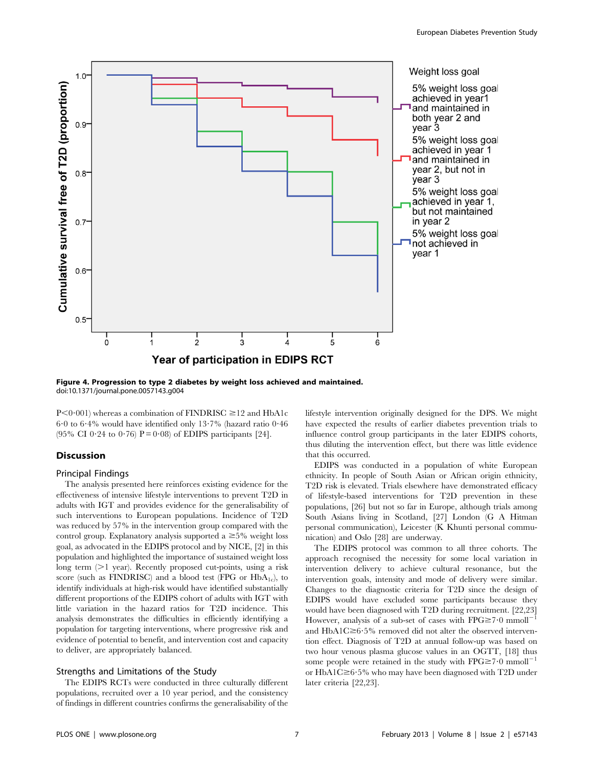**Figure 4. Progression to type 2 diabetes by weight loss achieved and maintained.**
doi:10.1371/journal.pone.0057143.g004

P<0·001) whereas a combination of FINDRISC ≥12 and HbA1c 6·0 to 6·4% would have identified only 13·7% (hazard ratio 0·46 (95% CI 0·24 to 0·76) P = 0·08) of EDIPS participants [24].

## Discussion

### Principal Findings

The analysis presented here reinforces existing evidence for the effectiveness of intensive lifestyle interventions to prevent T2D in adults with IGT and provides evidence for the generalisability of such interventions to European populations. Incidence of T2D was reduced by 57% in the intervention group compared with the control group. Explanatory analysis supported a ≥5% weight loss goal, as advocated in the EDIPS protocol and by NICE, [2] in this population and highlighted the importance of sustained weight loss long term (>1 year). Recently proposed cut-points, using a risk score (such as FINDRISC) and a blood test (FPG or $HbA_{1c}$), to identify individuals at high-risk would have identified substantially different proportions of the EDIPS cohort of adults with IGT with little variation in the hazard ratios for T2D incidence. This analysis demonstrates the difficulties in efficiently identifying a population for targeting interventions, where progressive risk and evidence of potential to benefit, and intervention cost and capacity to deliver, are appropriately balanced.

### Strengths and Limitations of the Study

The EDIPS RCTs were conducted in three culturally different populations, recruited over a 10 year period, and the consistency of findings in different countries confirms the generalisability of the lifestyle intervention originally designed for the DPS. We might have expected the results of earlier diabetes prevention trials to influence control group participants in the later EDIPS cohorts, thus diluting the intervention effect, but there was little evidence that this occurred.

EDIPS was conducted in a population of white European ethnicity. In people of South Asian or African origin ethnicity, T2D risk is elevated. Trials elsewhere have demonstrated efficacy of lifestyle-based interventions for T2D prevention in these populations, [26] but not so far in Europe, although trials among South Asians living in Scotland, [27] London (G A Hitman personal communication), Leicester (K Khunti personal communication) and Oslo [28] are underway.

The EDIPS protocol was common to all three cohorts. The approach recognised the necessity for some local variation in intervention delivery to achieve cultural resonance, but the intervention goals, intensity and mode of delivery were similar. Changes to the diagnostic criteria for T2D since the design of EDIPS would have excluded some participants because they would have been diagnosed with T2D during recruitment. [22,23] However, analysis of a sub-set of cases with FPG≥7·0 $mmoll^{-1}$ and HbA1C≥6·5% removed did not alter the observed intervention effect. Diagnosis of T2D at annual follow-up was based on two hour venous plasma glucose values in an OGTT, [18] thus some people were retained in the study with FPG≥7·0 $mmoll^{-1}$ or HbA1C≥6·5% who may have been diagnosed with T2D under later criteria [22,23].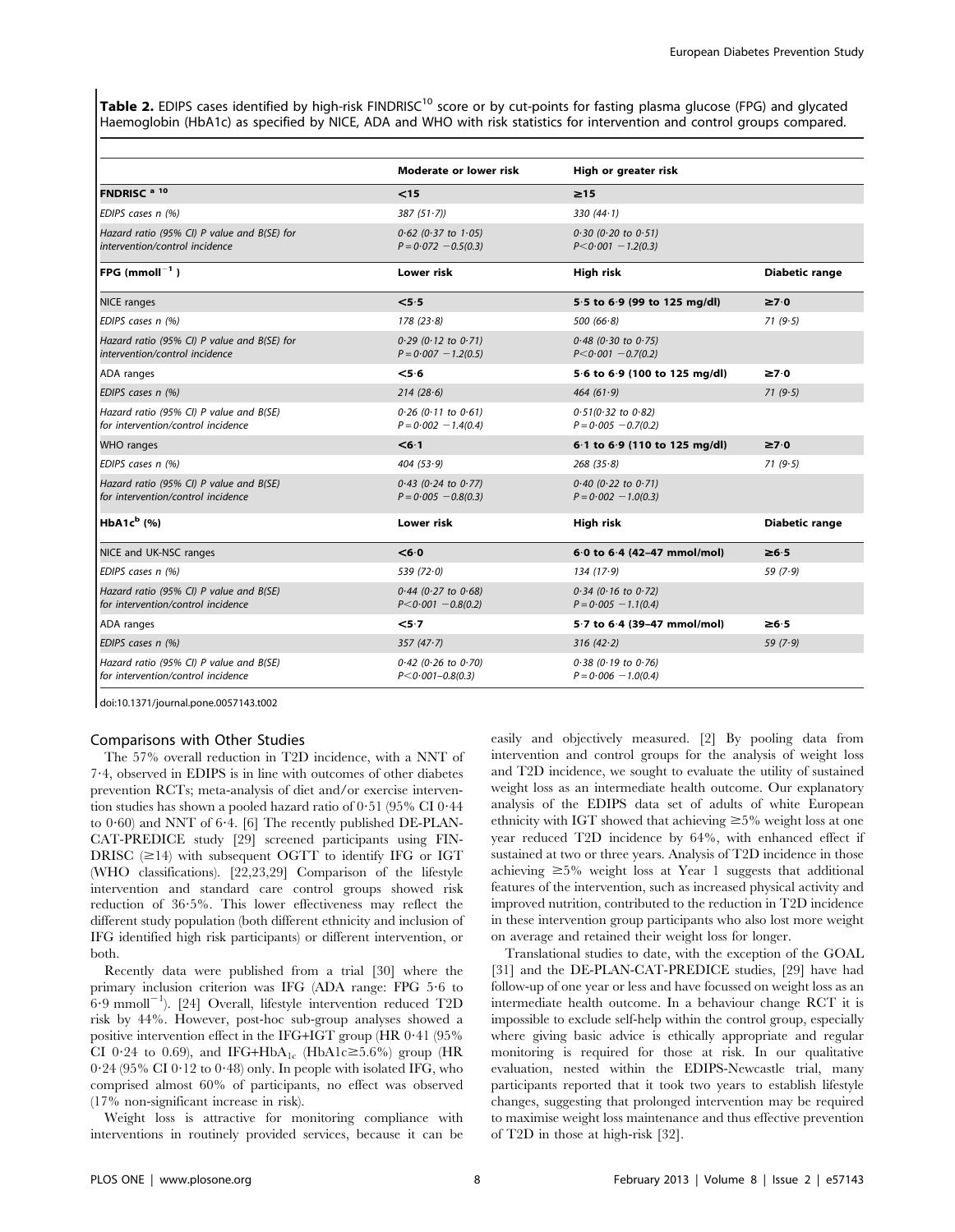**Table 2.** EDIPS cases identified by high-risk FINDRISC[10] score or by cut-points for fasting plasma glucose (FPG) and glycated Haemoglobin (HbA1c) as specified by NICE, ADA and WHO with risk statistics for intervention and control groups compared.

| | Moderate or lower risk | High or greater risk | |
|---|---|---|---|
| **FNDRISC [a] [10]** | **<15** | **≥15** | |
| *EDIPS cases n (%)* | *387 (51·7))* | *330 (44·1)* | |
| *Hazard ratio (95% CI) P value and B(SE) for intervention/control incidence* | *0·62 (0·37 to 1·05) P = 0·072 −0.5(0.3)* | *0·30 (0·20 to 0·51) P<0·001 −1.2(0.3)* | |
| **FPG (mmoll$^{-1}$)** | **Lower risk** | **High risk** | **Diabetic range** |
| NICE ranges | **<5·5** | **5·5 to 6·9 (99 to 125 mg/dl)** | **≥7·0** |
| *EDIPS cases n (%)* | *178 (23·8)* | *500 (66·8)* | *71 (9·5)* |
| *Hazard ratio (95% CI) P value and B(SE) for intervention/control incidence* | *0·29 (0·12 to 0·71) P = 0·007 −1.2(0.5)* | *0·48 (0·30 to 0·75) P<0·001 −0.7(0.2)* | |
| ADA ranges | **<5·6** | **5·6 to 6·9 (100 to 125 mg/dl)** | **≥7·0** |
| *EDIPS cases n (%)* | *214 (28·6)* | *464 (61·9)* | *71 (9·5)* |
| *Hazard ratio (95% CI) P value and B(SE) for intervention/control incidence* | *0·26 (0·11 to 0·61) P = 0·002 −1.4(0.4)* | *0·51(0·32 to 0·82) P = 0·005 −0.7(0.2)* | |
| WHO ranges | **<6·1** | **6·1 to 6·9 (110 to 125 mg/dl)** | **≥7·0** |
| *EDIPS cases n (%)* | *404 (53·9)* | *268 (35·8)* | *71 (9·5)* |
| *Hazard ratio (95% CI) P value and B(SE) for intervention/control incidence* | *0·43 (0·24 to 0·77) P = 0·005 −0.8(0.3)* | *0·40 (0·22 to 0·71) P = 0·002 −1.0(0.3)* | |
| **HbA1c[b] (%)** | **Lower risk** | **High risk** | **Diabetic range** |
| NICE and UK-NSC ranges | **<6·0** | **6·0 to 6·4 (42–47 mmol/mol)** | **≥6·5** |
| *EDIPS cases n (%)* | *539 (72·0)* | *134 (17·9)* | *59 (7·9)* |
| *Hazard ratio (95% CI) P value and B(SE) for intervention/control incidence* | *0·44 (0·27 to 0·68) P<0·001 −0.8(0.2)* | *0·34 (0·16 to 0·72) P = 0·005 −1.1(0.4)* | |
| ADA ranges | **<5·7** | **5·7 to 6·4 (39–47 mmol/mol)** | **≥6·5** |
| *EDIPS cases n (%)* | *357 (47·7)* | *316 (42·2)* | *59 (7·9)* |
| *Hazard ratio (95% CI) P value and B(SE) for intervention/control incidence* | *0·42 (0·26 to 0·70) P<0·001–0.8(0.3)* | *0·38 (0·19 to 0·76) P = 0·006 −1.0(0.4)* | |

doi:10.1371/journal.pone.0057143.t002

## Comparisons with Other Studies

The 57% overall reduction in T2D incidence, with a NNT of 7·4, observed in EDIPS is in line with outcomes of other diabetes prevention RCTs; meta-analysis of diet and/or exercise intervention studies has shown a pooled hazard ratio of 0·51 (95% CI 0·44 to 0·60) and NNT of 6·4. [6] The recently published DE-PLAN-CAT-PREDICE study [29] screened participants using FINDRISC (≥14) with subsequent OGTT to identify IFG or IGT (WHO classifications). [22,23,29] Comparison of the lifestyle intervention and standard care control groups showed risk reduction of 36·5%. This lower effectiveness may reflect the different study population (both different ethnicity and inclusion of IFG identified high risk participants) or different intervention, or both.

Recently data were published from a trial [30] where the primary inclusion criterion was IFG (ADA range: FPG 5·6 to 6·9 mmoll$^{-1}$). [24] Overall, lifestyle intervention reduced T2D risk by 44%. However, post-hoc sub-group analyses showed a positive intervention effect in the IFG+IGT group (HR 0·41 (95% CI 0·24 to 0.69), and IFG+$HbA_{1c}$ (HbA1c≥5.6%) group (HR 0·24 (95% CI 0·12 to 0·48) only. In people with isolated IFG, who comprised almost 60% of participants, no effect was observed (17% non-significant increase in risk).

Weight loss is attractive for monitoring compliance with interventions in routinely provided services, because it can be easily and objectively measured. [2] By pooling data from intervention and control groups for the analysis of weight loss and T2D incidence, we sought to evaluate the utility of sustained weight loss as an intermediate health outcome. Our explanatory analysis of the EDIPS data set of adults of white European ethnicity with IGT showed that achieving ≥5% weight loss at one year reduced T2D incidence by 64%, with enhanced effect if sustained at two or three years. Analysis of T2D incidence in those achieving ≥5% weight loss at Year 1 suggests that additional features of the intervention, such as increased physical activity and improved nutrition, contributed to the reduction in T2D incidence in these intervention group participants who also lost more weight on average and retained their weight loss for longer.

Translational studies to date, with the exception of the GOAL [31] and the DE-PLAN-CAT-PREDICE studies, [29] have had follow-up of one year or less and have focussed on weight loss as an intermediate health outcome. In a behaviour change RCT it is impossible to exclude self-help within the control group, especially where giving basic advice is ethically appropriate and regular monitoring is required for those at risk. In our qualitative evaluation, nested within the EDIPS-Newcastle trial, many participants reported that it took two years to establish lifestyle changes, suggesting that prolonged intervention may be required to maximise weight loss maintenance and thus effective prevention of T2D in those at high-risk [32].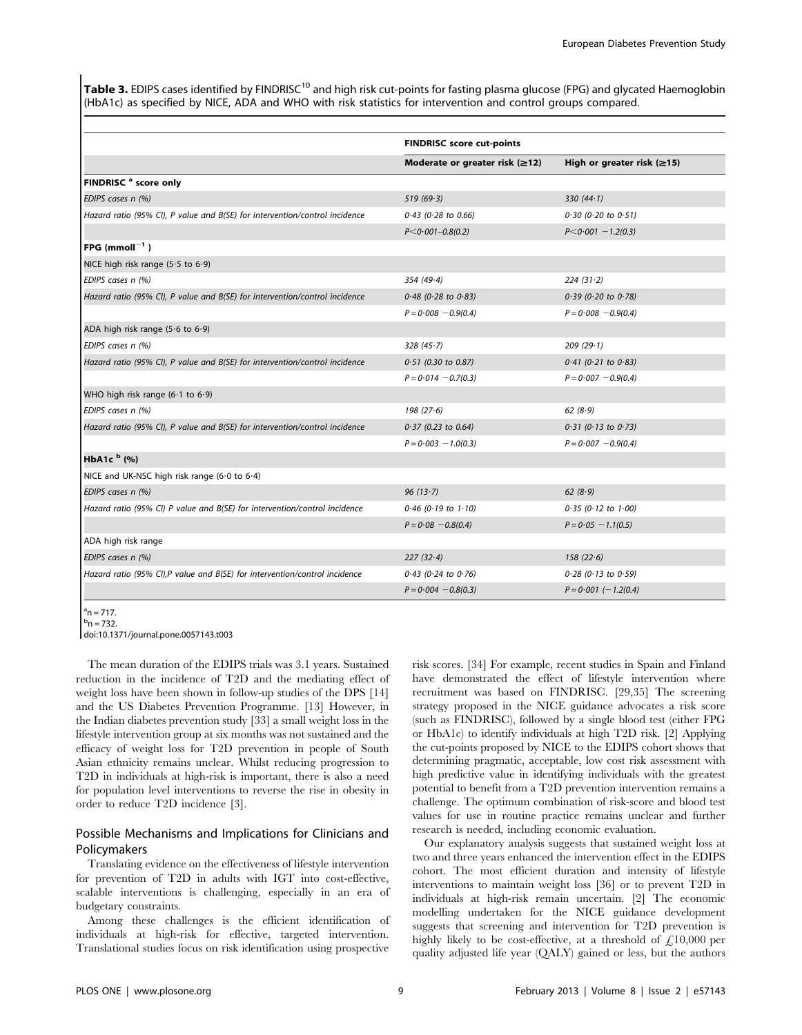**Table 3.** EDIPS cases identified by FINDRISC[10] and high risk cut-points for fasting plasma glucose (FPG) and glycated Haemoglobin (HbA1c) as specified by NICE, ADA and WHO with risk statistics for intervention and control groups compared.

| | FINDRISC score cut-points | |
|---|---|---|
| | Moderate or greater risk (≥12) | High or greater risk (≥15) |
| **FINDRISC [a] score only** | | |
| *EDIPS cases n (%)* | *519 (69·3)* | *330 (44·1)* |
| *Hazard ratio (95% CI), P value and B(SE) for intervention/control incidence* | *0·43 (0·28 to 0·66)* | *0·30 (0·20 to 0·51)* |
| | *P<0·001–0.8(0.2)* | *P<0·001 −1.2(0.3)* |
| **FPG (mmoll$^{-1}$ )** | | |
| NICE high risk range (5·5 to 6·9) | | |
| *EDIPS cases n (%)* | *354 (49·4)* | *224 (31·2)* |
| *Hazard ratio (95% CI), P value and B(SE) for intervention/control incidence* | *0·48 (0·28 to 0·83)* | *0·39 (0·20 to 0·78)* |
| | *P = 0·008 −0.9(0.4)* | *P = 0·008 −0.9(0.4)* |
| ADA high risk range (5·6 to 6·9) | | |
| *EDIPS cases n (%)* | *328 (45·7)* | *209 (29·1)* |
| *Hazard ratio (95% CI), P value and B(SE) for intervention/control incidence* | *0·51 (0.30 to 0.87)* | *0·41 (0·21 to 0·83)* |
| | *P = 0·014 −0.7(0.3)* | *P = 0·007 −0.9(0.4)* |
| WHO high risk range (6·1 to 6·9) | | |
| *EDIPS cases n (%)* | *198 (27·6)* | *62 (8·9)* |
| *Hazard ratio (95% CI), P value and B(SE) for intervention/control incidence* | *0·37 (0.23 to 0.64)* | *0·31 (0·13 to 0·73)* |
| | *P = 0·003 −1.0(0.3)* | *P = 0·007 −0.9(0.4)* |
| **HbA1c [b] (%)** | | |
| NICE and UK-NSC high risk range (6·0 to 6·4) | | |
| *EDIPS cases n (%)* | *96 (13·7)* | *62 (8·9)* |
| *Hazard ratio (95% CI) P value and B(SE) for intervention/control incidence* | *0·46 (0·19 to 1·10)* | *0·35 (0·12 to 1·00)* |
| | *P = 0·08 −0.8(0.4)* | *P = 0·05 −1.1(0.5)* |
| ADA high risk range | | |
| *EDIPS cases n (%)* | *227 (32·4)* | *158 (22·6)* |
| *Hazard ratio (95% CI),P value and B(SE) for intervention/control incidence* | *0·43 (0·24 to 0·76)* | *0·28 (0·13 to 0·59)* |
| | *P = 0·004 −0.8(0.3)* | *P = 0·001 (−1.2(0.4)* |

[a]n = 717.
[b]n = 732.
doi:10.1371/journal.pone.0057143.t003

The mean duration of the EDIPS trials was 3.1 years. Sustained reduction in the incidence of T2D and the mediating effect of weight loss have been shown in follow-up studies of the DPS [14] and the US Diabetes Prevention Programme. [13] However, in the Indian diabetes prevention study [33] a small weight loss in the lifestyle intervention group at six months was not sustained and the efficacy of weight loss for T2D prevention in people of South Asian ethnicity remains unclear. Whilst reducing progression to T2D in individuals at high-risk is important, there is also a need for population level interventions to reverse the rise in obesity in order to reduce T2D incidence [3].

## Possible Mechanisms and Implications for Clinicians and Policymakers

Translating evidence on the effectiveness of lifestyle intervention for prevention of T2D in adults with IGT into cost-effective, scalable interventions is challenging, especially in an era of budgetary constraints.

Among these challenges is the efficient identification of individuals at high-risk for effective, targeted intervention. Translational studies focus on risk identification using prospective risk scores. [34] For example, recent studies in Spain and Finland have demonstrated the effect of lifestyle intervention where recruitment was based on FINDRISC. [29,35] The screening strategy proposed in the NICE guidance advocates a risk score (such as FINDRISC), followed by a single blood test (either FPG or HbA1c) to identify individuals at high T2D risk. [2] Applying the cut-points proposed by NICE to the EDIPS cohort shows that determining pragmatic, acceptable, low cost risk assessment with high predictive value in identifying individuals with the greatest potential to benefit from a T2D prevention intervention remains a challenge. The optimum combination of risk-score and blood test values for use in routine practice remains unclear and further research is needed, including economic evaluation.

Our explanatory analysis suggests that sustained weight loss at two and three years enhanced the intervention effect in the EDIPS cohort. The most efficient duration and intensity of lifestyle interventions to maintain weight loss [36] or to prevent T2D in individuals at high-risk remain uncertain. [2] The economic modelling undertaken for the NICE guidance development suggests that screening and intervention for T2D prevention is highly likely to be cost-effective, at a threshold of £10,000 per quality adjusted life year (QALY) gained or less, but the authors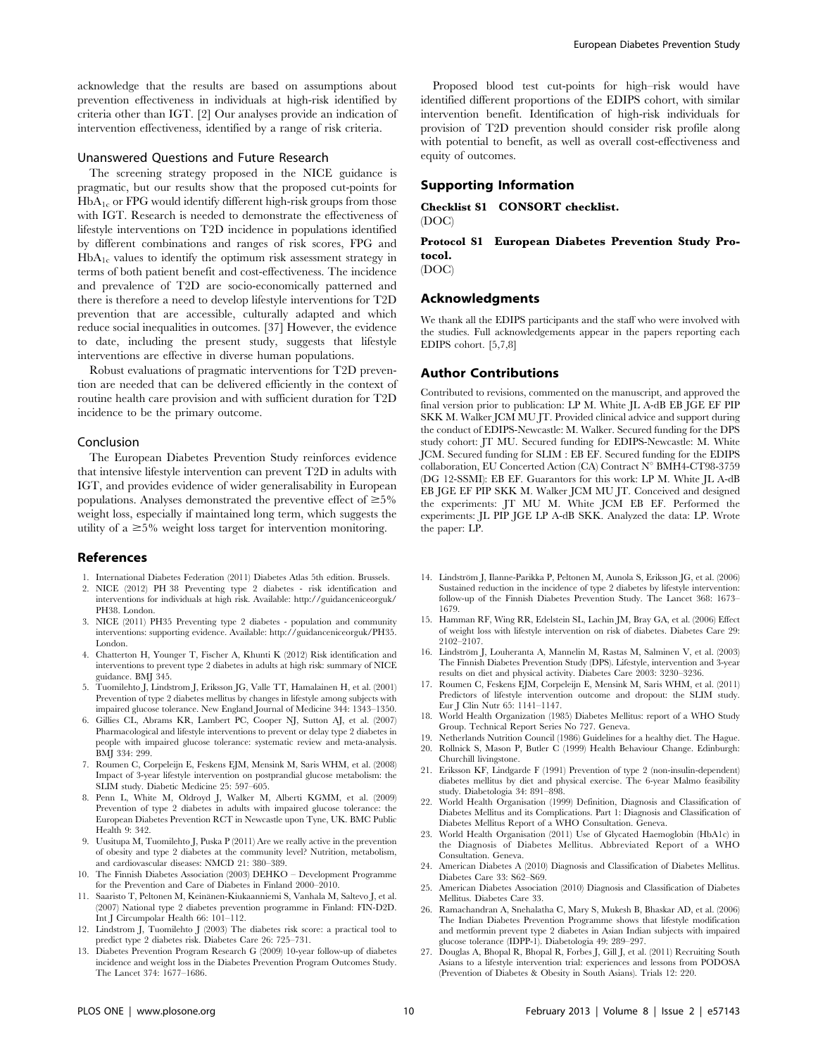acknowledge that the results are based on assumptions about prevention effectiveness in individuals at high-risk identified by criteria other than IGT. [2] Our analyses provide an indication of intervention effectiveness, identified by a range of risk criteria.

## Unanswered Questions and Future Research

The screening strategy proposed in the NICE guidance is pragmatic, but our results show that the proposed cut-points for $HbA_{1c}$ or FPG would identify different high-risk groups from those with IGT. Research is needed to demonstrate the effectiveness of lifestyle interventions on T2D incidence in populations identified by different combinations and ranges of risk scores, FPG and $HbA_{1c}$ values to identify the optimum risk assessment strategy in terms of both patient benefit and cost-effectiveness. The incidence and prevalence of T2D are socio-economically patterned and there is therefore a need to develop lifestyle interventions for T2D prevention that are accessible, culturally adapted and which reduce social inequalities in outcomes. [37] However, the evidence to date, including the present study, suggests that lifestyle interventions are effective in diverse human populations.

Robust evaluations of pragmatic interventions for T2D prevention are needed that can be delivered efficiently in the context of routine health care provision and with sufficient duration for T2D incidence to be the primary outcome.

## Conclusion

The European Diabetes Prevention Study reinforces evidence that intensive lifestyle intervention can prevent T2D in adults with IGT, and provides evidence of wider generalisability in European populations. Analyses demonstrated the preventive effect of ≥5% weight loss, especially if maintained long term, which suggests the utility of a ≥5% weight loss target for intervention monitoring.

Proposed blood test cut-points for high–risk would have identified different proportions of the EDIPS cohort, with similar intervention benefit. Identification of high-risk individuals for provision of T2D prevention should consider risk profile along with potential to benefit, as well as overall cost-effectiveness and equity of outcomes.

## Supporting Information

**Checklist S1 CONSORT checklist.**
(DOC)

**Protocol S1 European Diabetes Prevention Study Protocol.**
(DOC)

## Acknowledgments

We thank all the EDIPS participants and the staff who were involved with the studies. Full acknowledgements appear in the papers reporting each EDIPS cohort. [5,7,8]

## Author Contributions

Contributed to revisions, commented on the manuscript, and approved the final version prior to publication: LP M. White JL A-dB EB JGE EF PIP SKK M. Walker JCM MU JT. Provided clinical advice and support during the conduct of EDIPS-Newcastle: M. Walker. Secured funding for the DPS study cohort: JT MU. Secured funding for EDIPS-Newcastle: M. White JCM. Secured funding for SLIM : EB EF. Secured funding for the EDIPS collaboration, EU Concerted Action (CA) Contract N° BMH4-CT98-3759 (DG 12-SSMI): EB EF. Guarantors for this work: LP M. White JL A-dB EB JGE EF PIP SKK M. Walker JCM MU JT. Conceived and designed the experiments: JT MU M. White JCM EB EF. Performed the experiments: JL PIP JGE LP A-dB SKK. Analyzed the data: LP. Wrote the paper: LP.

## References

1. International Diabetes Federation (2011) Diabetes Atlas 5th edition. Brussels.
2. NICE (2012) PH 38 Preventing type 2 diabetes - risk identification and interventions for individuals at high risk. Available: http://guidanceniceorguk/PH38. London.
3. NICE (2011) PH35 Preventing type 2 diabetes - population and community interventions: supporting evidence. Available: http://guidanceniceorguk/PH35. London.
4. Chatterton H, Younger T, Fischer A, Khunti K (2012) Risk identification and interventions to prevent type 2 diabetes in adults at high risk: summary of NICE guidance. BMJ 345.
5. Tuomilehto J, Lindstrom J, Eriksson JG, Valle TT, Hamalainen H, et al. (2001) Prevention of type 2 diabetes mellitus by changes in lifestyle among subjects with impaired glucose tolerance. New England Journal of Medicine 344: 1343–1350.
6. Gillies CL, Abrams KR, Lambert PC, Cooper NJ, Sutton AJ, et al. (2007) Pharmacological and lifestyle interventions to prevent or delay type 2 diabetes in people with impaired glucose tolerance: systematic review and meta-analysis. BMJ 334: 299.
7. Roumen C, Corpeleijn E, Feskens EJM, Mensink M, Saris WHM, et al. (2008) Impact of 3-year lifestyle intervention on postprandial glucose metabolism: the SLIM study. Diabetic Medicine 25: 597–605.
8. Penn L, White M, Oldroyd J, Walker M, Alberti KGMM, et al. (2009) Prevention of type 2 diabetes in adults with impaired glucose tolerance: the European Diabetes Prevention RCT in Newcastle upon Tyne, UK. BMC Public Health 9: 342.
9. Uusitupa M, Tuomilehto J, Puska P (2011) Are we really active in the prevention of obesity and type 2 diabetes at the community level? Nutrition, metabolism, and cardiovascular diseases: NMCD 21: 380–389.
10. The Finnish Diabetes Association (2003) DEHKO – Development Programme for the Prevention and Care of Diabetes in Finland 2000–2010.
11. Saaristo T, Peltonen M, Keinänen-Kiukaanniemi S, Vanhala M, Saltevo J, et al. (2007) National type 2 diabetes prevention programme in Finland: FIN-D2D. Int J Circumpolar Health 66: 101–112.
12. Lindstrom J, Tuomilehto J (2003) The diabetes risk score: a practical tool to predict type 2 diabetes risk. Diabetes Care 26: 725–731.
13. Diabetes Prevention Program Research G (2009) 10-year follow-up of diabetes incidence and weight loss in the Diabetes Prevention Program Outcomes Study. The Lancet 374: 1677–1686.
14. Lindström J, Ilanne-Parikka P, Peltonen M, Aunola S, Eriksson JG, et al. (2006) Sustained reduction in the incidence of type 2 diabetes by lifestyle intervention: follow-up of the Finnish Diabetes Prevention Study. The Lancet 368: 1673–1679.
15. Hamman RF, Wing RR, Edelstein SL, Lachin JM, Bray GA, et al. (2006) Effect of weight loss with lifestyle intervention on risk of diabetes. Diabetes Care 29: 2102–2107.
16. Lindström J, Louheranta A, Mannelin M, Rastas M, Salminen V, et al. (2003) The Finnish Diabetes Prevention Study (DPS). Lifestyle, intervention and 3-year results on diet and physical activity. Diabetes Care 2003: 3230–3236.
17. Roumen C, Feskens EJM, Corpeleijn E, Mensink M, Saris WHM, et al. (2011) Predictors of lifestyle intervention outcome and dropout: the SLIM study. Eur J Clin Nutr 65: 1141–1147.
18. World Health Organization (1985) Diabetes Mellitus: report of a WHO Study Group. Technical Report Series No 727. Geneva.
19. Netherlands Nutrition Council (1986) Guidelines for a healthy diet. The Hague.
20. Rollnick S, Mason P, Butler C (1999) Health Behaviour Change. Edinburgh: Churchill livingstone.
21. Eriksson KF, Lindgarde F (1991) Prevention of type 2 (non-insulin-dependent) diabetes mellitus by diet and physical exercise. The 6-year Malmo feasibility study. Diabetologia 34: 891–898.
22. World Health Organisation (1999) Definition, Diagnosis and Classification of Diabetes Mellitus and its Complications. Part 1: Diagnosis and Classification of Diabetes Mellitus Report of a WHO Consultation. Geneva.
23. World Health Organisation (2011) Use of Glycated Haemoglobin (HbA1c) in the Diagnosis of Diabetes Mellitus. Abbreviated Report of a WHO Consultation. Geneva.
24. American Diabetes A (2010) Diagnosis and Classification of Diabetes Mellitus. Diabetes Care 33: S62–S69.
25. American Diabetes Association (2010) Diagnosis and Classification of Diabetes Mellitus. Diabetes Care 33.
26. Ramachandran A, Snehalatha C, Mary S, Mukesh B, Bhaskar AD, et al. (2006) The Indian Diabetes Prevention Programme shows that lifestyle modification and metformin prevent type 2 diabetes in Asian Indian subjects with impaired glucose tolerance (IDPP-1). Diabetologia 49: 289–297.
27. Douglas A, Bhopal R, Bhopal R, Forbes J, Gill J, et al. (2011) Recruiting South Asians to a lifestyle intervention trial: experiences and lessons from PODOSA (Prevention of Diabetes & Obesity in South Asians). Trials 12: 220.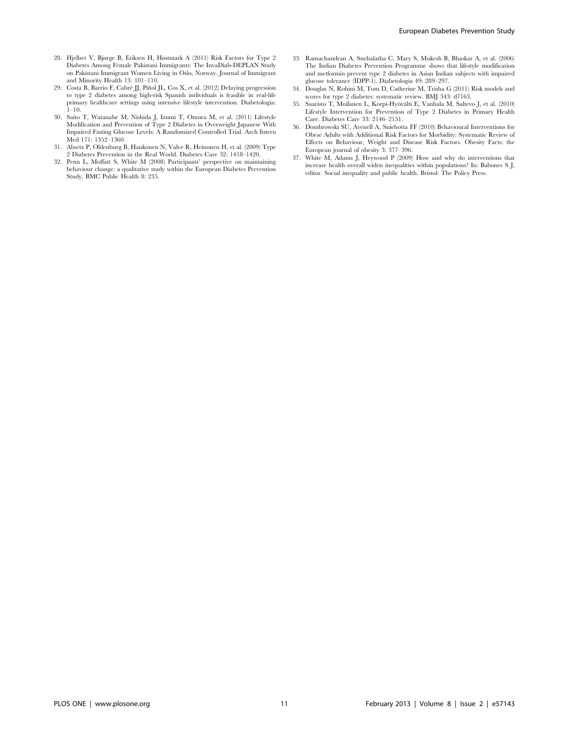28. Hjellset V, Bjørge B, Eriksen H, Høstmark A (2011) Risk Factors for Type 2 Diabetes Among Female Pakistani Immigrants: The InvaDiab-DEPLAN Study on Pakistani Immigrant Women Living in Oslo, Norway. Journal of Immigrant and Minority Health 13: 101–110.
29. Costa B, Barrio F, Cabré JJ, Piñol JL, Cos X, et al. (2012) Delaying progression to type 2 diabetes among high-risk Spanish individuals is feasible in real-life primary healthcare settings using intensive lifestyle intervention. Diabetologia: 1–10.
30. Saito T, Watanabe M, Nishida J, Izumi T, Omura M, et al. (2011) Lifestyle Modification and Prevention of Type 2 Diabetes in Overweight Japanese With Impaired Fasting Glucose Levels: A Randomized Controlled Trial. Arch Intern Med 171: 1352–1360.
31. Absetz P, Oldenburg B, Hankonen N, Valve R, Heinonen H, et al. (2009) Type 2 Diabetes Prevention in the Real World. Diabetes Care 32: 1418–1420.
32. Penn L, Moffatt S, White M (2008) Participants' perspective on maintaining behaviour change: a qualitative study within the European Diabetes Prevention Study. BMC Public Health 8: 235.
33. Ramachandran A, Snehalatha C, Mary S, Mukesh B, Bhaskar A, et al. (2006) The Indian Diabetes Prevention Programme shows that lifestyle modification and metformin prevent type 2 diabetes in Asian Indian subjects with impaired glucose tolerance (IDPP-1). Diabetologia 49: 289–297.
34. Douglas N, Rohini M, Tom D, Catherine M, Trisha G (2011) Risk models and scores for type 2 diabetes: systematic review. BMJ 343: d7163.
35. Saaristo T, Moilanen L, Korpi-Hyövälti E, Vanhala M, Saltevo J, et al. (2010) Lifestyle Intervention for Prevention of Type 2 Diabetes in Primary Health Care. Diabetes Care 33: 2146–2151.
36. Dombrowski SU, Avenell A, Sniehotta FF (2010) Behavioural Interventions for Obese Adults with Additional Risk Factors for Morbidity: Systematic Review of Effects on Behaviour, Weight and Disease Risk Factors. Obesity Facts: the European journal of obesity 3: 377–396.
37. White M, Adams J, Heywood P (2009) How and why do interventions that increase health overall widen inequalities within populations? In: Babones S J, editor. Social inequality and public health. Bristol: The Policy Press.